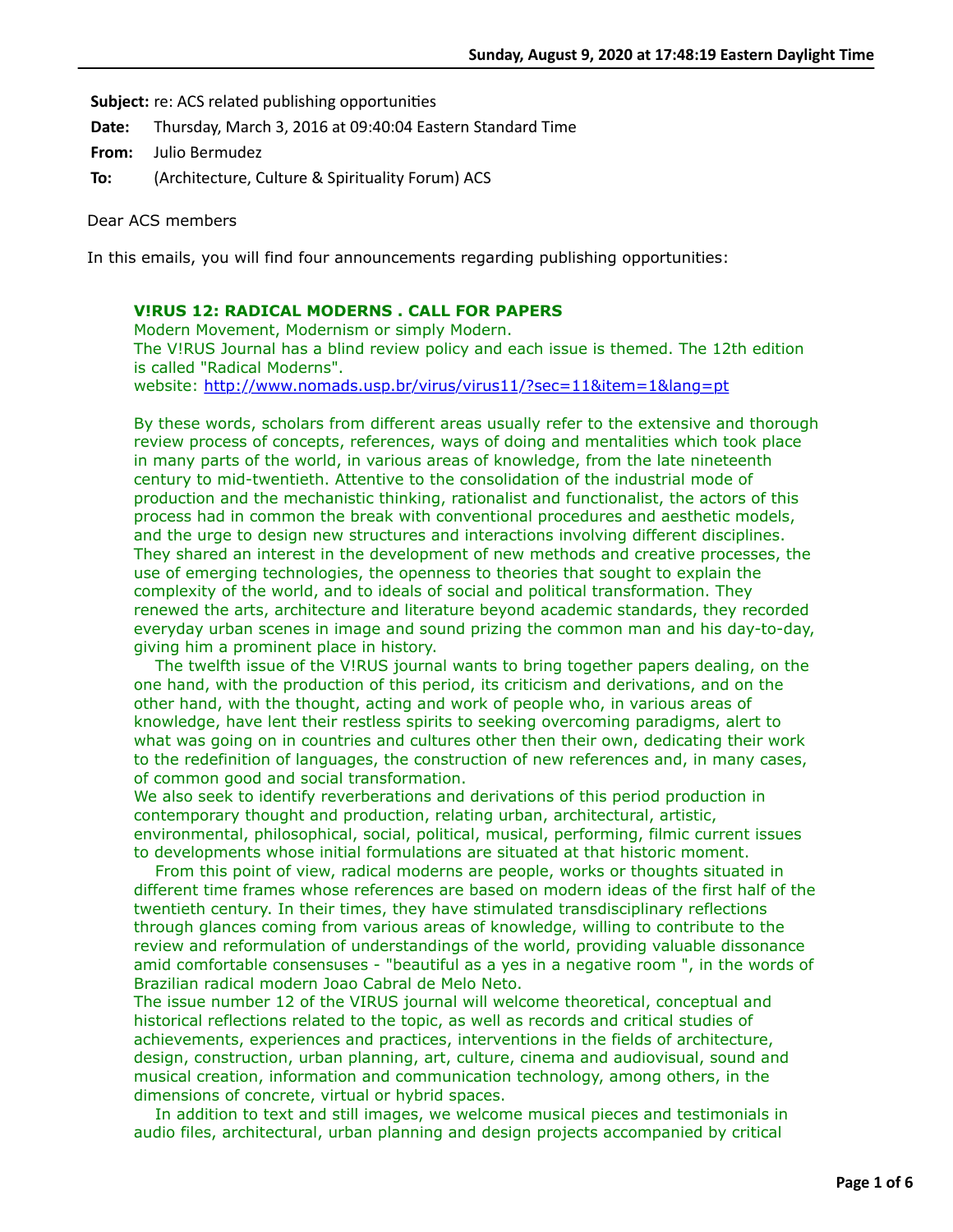**Subject:** re: ACS related publishing opportunities

**Date:** Thursday, March 3, 2016 at 09:40:04 Eastern Standard Time

**From:** Julio Bermudez

**To:** (Architecture, Culture & Spirituality Forum) ACS

Dear ACS members

In this emails, you will find four announcements regarding publishing opportunities:

**V!RUS 12: RADICAL MODERNS . CALL FOR PAPERS**

Modern Movement, Modernism or simply Modern.

The V!RUS Journal has a blind review policy and each issue is themed. The 12th edition is called "Radical Moderns".

website: http://www.nomads.usp.br/virus/virus11/?sec=11&item=1&lang=pt

By these words, scholars from different areas usually refer to the extensive and thorough review process of concepts, references, ways of doing and mentalities which took place in many parts of the world, in various areas of knowledge, from the late nineteenth century to mid-twentieth. Attentive to the consolidation of the industrial mode of production and the mechanistic thinking, rationalist and functionalist, the actors of this process had in common the break with conventional procedures and aesthetic models, and the urge to design new structures and interactions involving different disciplines. They shared an interest in the development of new methods and creative processes, the use of emerging technologies, the openness to theories that sought to explain the complexity of the world, and to ideals of social and political transformation. They renewed the arts, architecture and literature beyond academic standards, they recorded everyday urban scenes in image and sound prizing the common man and his day-to-day, giving him a prominent place in history.

The twelfth issue of the V!RUS journal wants to bring together papers dealing, on the one hand, with the production of this period, its criticism and derivations, and on the other hand, with the thought, acting and work of people who, in various areas of knowledge, have lent their restless spirits to seeking overcoming paradigms, alert to what was going on in countries and cultures other then their own, dedicating their work to the redefinition of languages, the construction of new references and, in many cases, of common good and social transformation.

We also seek to identify reverberations and derivations of this period production in contemporary thought and production, relating urban, architectural, artistic, environmental, philosophical, social, political, musical, performing, filmic current issues to developments whose initial formulations are situated at that historic moment.

From this point of view, radical moderns are people, works or thoughts situated in different time frames whose references are based on modern ideas of the first half of the twentieth century. In their times, they have stimulated transdisciplinary reflections through glances coming from various areas of knowledge, willing to contribute to the review and reformulation of understandings of the world, providing valuable dissonance amid comfortable consensuses - "beautiful as a yes in a negative room ", in the words of Brazilian radical modern Joao Cabral de Melo Neto.

The issue number 12 of the VIRUS journal will welcome theoretical, conceptual and historical reflections related to the topic, as well as records and critical studies of achievements, experiences and practices, interventions in the fields of architecture, design, construction, urban planning, art, culture, cinema and audiovisual, sound and musical creation, information and communication technology, among others, in the dimensions of concrete, virtual or hybrid spaces.

In addition to text and still images, we welcome musical pieces and testimonials in audio files, architectural, urban planning and design projects accompanied by critical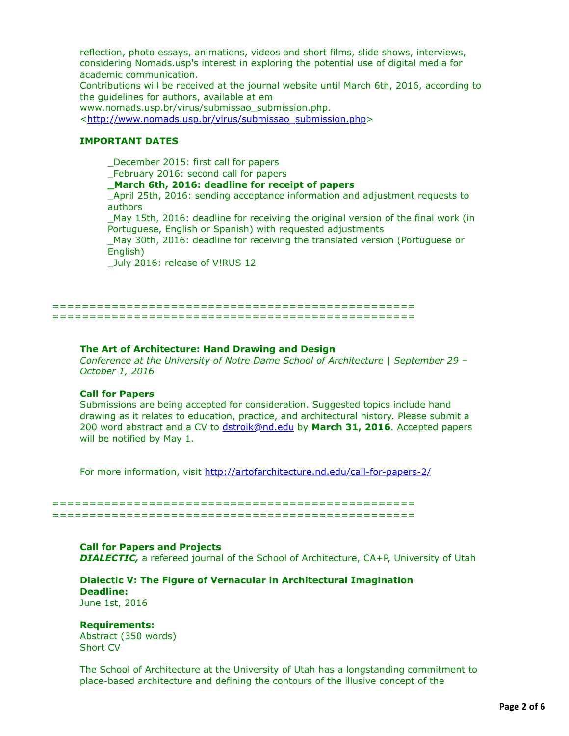reflection, photo essays, animations, videos and short films, slide shows, interviews, considering Nomads.usp's interest in exploring the potential use of digital media for academic communication.
Contributions will be received at the journal website until March 6th, 2016, according to the guidelines for authors, available at em
www.nomads.usp.br/virus/submissao_submission.php.
<http://www.nomads.usp.br/virus/submissao_submission.php>

**IMPORTANT DATES**

_December 2015: first call for papers
_February 2016: second call for papers
**_March 6th, 2016: deadline for receipt of papers**
_April 25th, 2016: sending acceptance information and adjustment requests to authors
_May 15th, 2016: deadline for receiving the original version of the final work (in Portuguese, English or Spanish) with requested adjustments
_May 30th, 2016: deadline for receiving the translated version (Portuguese or English)
_July 2016: release of V!RUS 12

==================================================
==================================================

**The Art of Architecture: Hand Drawing and Design**
*Conference at the University of Notre Dame School of Architecture | September 29 – October 1, 2016*

**Call for Papers**
Submissions are being accepted for consideration. Suggested topics include hand drawing as it relates to education, practice, and architectural history. Please submit a 200 word abstract and a CV to dstroik@nd.edu by **March 31, 2016**. Accepted papers will be notified by May 1.

For more information, visit http://artofarchitecture.nd.edu/call-for-papers-2/

==================================================
==================================================

**Call for Papers and Projects**
***DIALECTIC,*** a refereed journal of the School of Architecture, CA+P, University of Utah

**Dialectic V: The Figure of Vernacular in Architectural Imagination**
**Deadline:**
June 1st, 2016

**Requirements:**
Abstract (350 words)
Short CV

The School of Architecture at the University of Utah has a longstanding commitment to place-based architecture and defining the contours of the illusive concept of the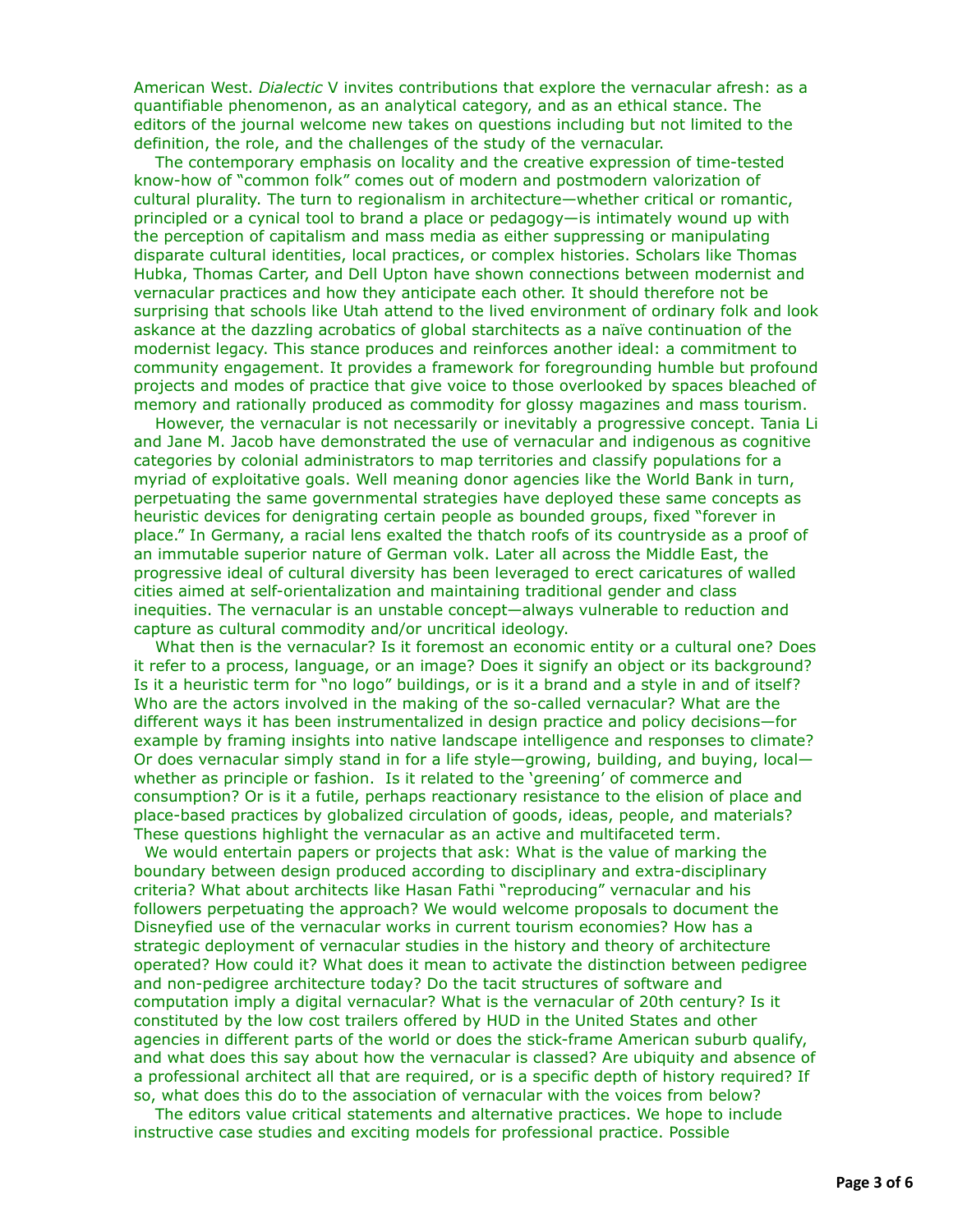American West. *Dialectic* V invites contributions that explore the vernacular afresh: as a quantifiable phenomenon, as an analytical category, and as an ethical stance. The editors of the journal welcome new takes on questions including but not limited to the definition, the role, and the challenges of the study of the vernacular.

The contemporary emphasis on locality and the creative expression of time-tested know-how of "common folk" comes out of modern and postmodern valorization of cultural plurality. The turn to regionalism in architecture—whether critical or romantic, principled or a cynical tool to brand a place or pedagogy—is intimately wound up with the perception of capitalism and mass media as either suppressing or manipulating disparate cultural identities, local practices, or complex histories. Scholars like Thomas Hubka, Thomas Carter, and Dell Upton have shown connections between modernist and vernacular practices and how they anticipate each other. It should therefore not be surprising that schools like Utah attend to the lived environment of ordinary folk and look askance at the dazzling acrobatics of global starchitects as a naïve continuation of the modernist legacy. This stance produces and reinforces another ideal: a commitment to community engagement. It provides a framework for foregrounding humble but profound projects and modes of practice that give voice to those overlooked by spaces bleached of memory and rationally produced as commodity for glossy magazines and mass tourism.

However, the vernacular is not necessarily or inevitably a progressive concept. Tania Li and Jane M. Jacob have demonstrated the use of vernacular and indigenous as cognitive categories by colonial administrators to map territories and classify populations for a myriad of exploitative goals. Well meaning donor agencies like the World Bank in turn, perpetuating the same governmental strategies have deployed these same concepts as heuristic devices for denigrating certain people as bounded groups, fixed "forever in place." In Germany, a racial lens exalted the thatch roofs of its countryside as a proof of an immutable superior nature of German volk. Later all across the Middle East, the progressive ideal of cultural diversity has been leveraged to erect caricatures of walled cities aimed at self-orientalization and maintaining traditional gender and class inequities. The vernacular is an unstable concept—always vulnerable to reduction and capture as cultural commodity and/or uncritical ideology.

What then is the vernacular? Is it foremost an economic entity or a cultural one? Does it refer to a process, language, or an image? Does it signify an object or its background? Is it a heuristic term for "no logo" buildings, or is it a brand and a style in and of itself? Who are the actors involved in the making of the so-called vernacular? What are the different ways it has been instrumentalized in design practice and policy decisions—for example by framing insights into native landscape intelligence and responses to climate? Or does vernacular simply stand in for a life style—growing, building, and buying, local—whether as principle or fashion. Is it related to the 'greening' of commerce and consumption? Or is it a futile, perhaps reactionary resistance to the elision of place and place-based practices by globalized circulation of goods, ideas, people, and materials? These questions highlight the vernacular as an active and multifaceted term.

We would entertain papers or projects that ask: What is the value of marking the boundary between design produced according to disciplinary and extra-disciplinary criteria? What about architects like Hasan Fathi "reproducing" vernacular and his followers perpetuating the approach? We would welcome proposals to document the Disneyfied use of the vernacular works in current tourism economies? How has a strategic deployment of vernacular studies in the history and theory of architecture operated? How could it? What does it mean to activate the distinction between pedigree and non-pedigree architecture today? Do the tacit structures of software and computation imply a digital vernacular? What is the vernacular of 20th century? Is it constituted by the low cost trailers offered by HUD in the United States and other agencies in different parts of the world or does the stick-frame American suburb qualify, and what does this say about how the vernacular is classed? Are ubiquity and absence of a professional architect all that are required, or is a specific depth of history required? If so, what does this do to the association of vernacular with the voices from below?

The editors value critical statements and alternative practices. We hope to include instructive case studies and exciting models for professional practice. Possible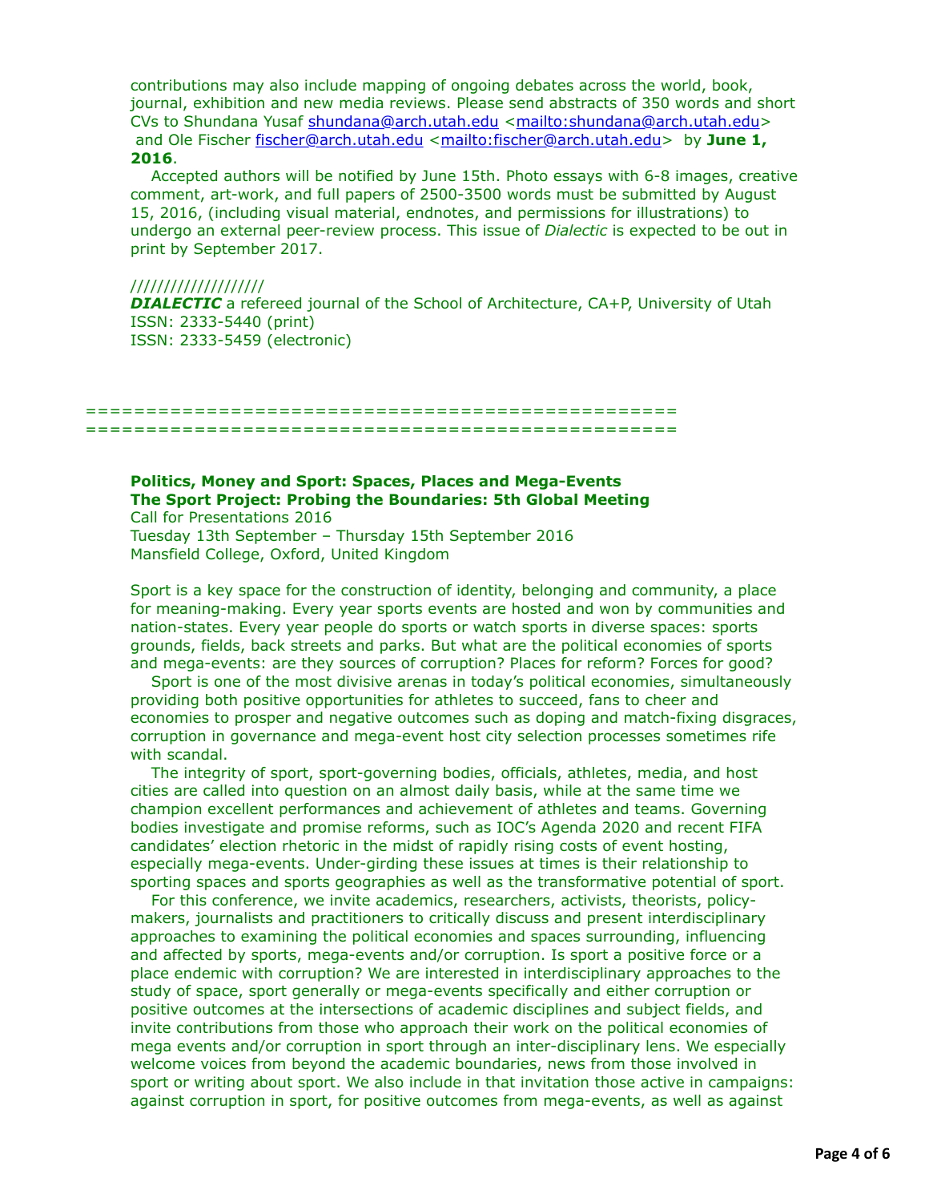contributions may also include mapping of ongoing debates across the world, book, journal, exhibition and new media reviews. Please send abstracts of 350 words and short CVs to Shundana Yusaf shundana@arch.utah.edu <mailto:shundana@arch.utah.edu> and Ole Fischer fischer@arch.utah.edu <mailto:fischer@arch.utah.edu> by **June 1, 2016**.

Accepted authors will be notified by June 15th. Photo essays with 6-8 images, creative comment, art-work, and full papers of 2500-3500 words must be submitted by August 15, 2016, (including visual material, endnotes, and permissions for illustrations) to undergo an external peer-review process. This issue of *Dialectic* is expected to be out in print by September 2017.

///////////////////

***DIALECTIC*** a refereed journal of the School of Architecture, CA+P, University of Utah
ISSN: 2333-5440 (print)
ISSN: 2333-5459 (electronic)

================================================
================================================

**Politics, Money and Sport: Spaces, Places and Mega-Events**
**The Sport Project: Probing the Boundaries: 5th Global Meeting**
Call for Presentations 2016
Tuesday 13th September – Thursday 15th September 2016
Mansfield College, Oxford, United Kingdom

Sport is a key space for the construction of identity, belonging and community, a place for meaning-making. Every year sports events are hosted and won by communities and nation-states. Every year people do sports or watch sports in diverse spaces: sports grounds, fields, back streets and parks. But what are the political economies of sports and mega-events: are they sources of corruption? Places for reform? Forces for good?

Sport is one of the most divisive arenas in today's political economies, simultaneously providing both positive opportunities for athletes to succeed, fans to cheer and economies to prosper and negative outcomes such as doping and match-fixing disgraces, corruption in governance and mega-event host city selection processes sometimes rife with scandal.

The integrity of sport, sport-governing bodies, officials, athletes, media, and host cities are called into question on an almost daily basis, while at the same time we champion excellent performances and achievement of athletes and teams. Governing bodies investigate and promise reforms, such as IOC's Agenda 2020 and recent FIFA candidates' election rhetoric in the midst of rapidly rising costs of event hosting, especially mega-events. Under-girding these issues at times is their relationship to sporting spaces and sports geographies as well as the transformative potential of sport.

For this conference, we invite academics, researchers, activists, theorists, policy-makers, journalists and practitioners to critically discuss and present interdisciplinary approaches to examining the political economies and spaces surrounding, influencing and affected by sports, mega-events and/or corruption. Is sport a positive force or a place endemic with corruption? We are interested in interdisciplinary approaches to the study of space, sport generally or mega-events specifically and either corruption or positive outcomes at the intersections of academic disciplines and subject fields, and invite contributions from those who approach their work on the political economies of mega events and/or corruption in sport through an inter-disciplinary lens. We especially welcome voices from beyond the academic boundaries, news from those involved in sport or writing about sport. We also include in that invitation those active in campaigns: against corruption in sport, for positive outcomes from mega-events, as well as against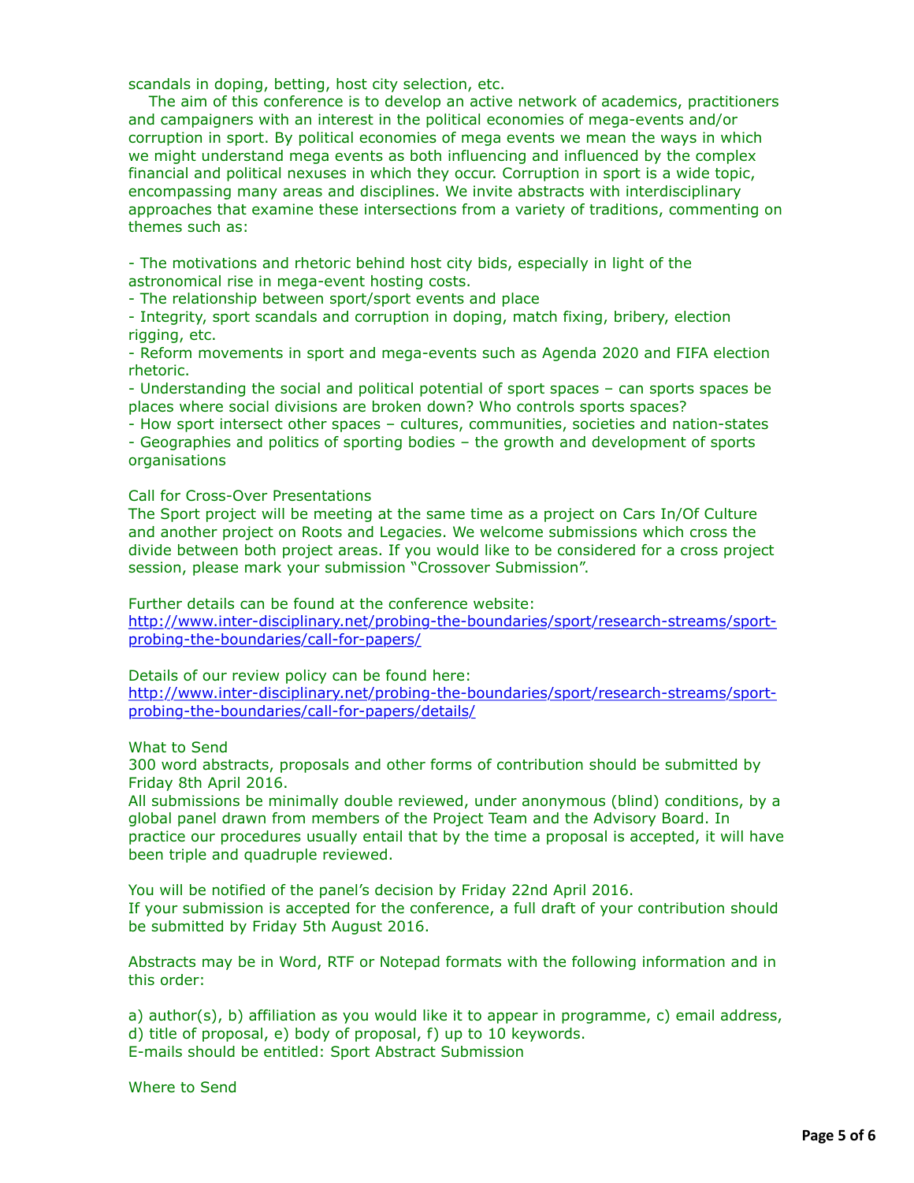scandals in doping, betting, host city selection, etc.

The aim of this conference is to develop an active network of academics, practitioners and campaigners with an interest in the political economies of mega-events and/or corruption in sport. By political economies of mega events we mean the ways in which we might understand mega events as both influencing and influenced by the complex financial and political nexuses in which they occur. Corruption in sport is a wide topic, encompassing many areas and disciplines. We invite abstracts with interdisciplinary approaches that examine these intersections from a variety of traditions, commenting on themes such as:

- The motivations and rhetoric behind host city bids, especially in light of the astronomical rise in mega-event hosting costs.
- The relationship between sport/sport events and place
- Integrity, sport scandals and corruption in doping, match fixing, bribery, election rigging, etc.
- Reform movements in sport and mega-events such as Agenda 2020 and FIFA election rhetoric.
- Understanding the social and political potential of sport spaces – can sports spaces be places where social divisions are broken down? Who controls sports spaces?
- How sport intersect other spaces – cultures, communities, societies and nation-states
- Geographies and politics of sporting bodies – the growth and development of sports organisations

Call for Cross-Over Presentations

The Sport project will be meeting at the same time as a project on Cars In/Of Culture and another project on Roots and Legacies. We welcome submissions which cross the divide between both project areas. If you would like to be considered for a cross project session, please mark your submission "Crossover Submission".

Further details can be found at the conference website:
[http://www.inter-disciplinary.net/probing-the-boundaries/sport/research-streams/sport-probing-the-boundaries/call-for-papers/](http://www.inter-disciplinary.net/probing-the-boundaries/sport/research-streams/sport-probing-the-boundaries/call-for-papers/)

Details of our review policy can be found here:
[http://www.inter-disciplinary.net/probing-the-boundaries/sport/research-streams/sport-probing-the-boundaries/call-for-papers/details/](http://www.inter-disciplinary.net/probing-the-boundaries/sport/research-streams/sport-probing-the-boundaries/call-for-papers/details/)

What to Send

300 word abstracts, proposals and other forms of contribution should be submitted by Friday 8th April 2016.

All submissions be minimally double reviewed, under anonymous (blind) conditions, by a global panel drawn from members of the Project Team and the Advisory Board. In practice our procedures usually entail that by the time a proposal is accepted, it will have been triple and quadruple reviewed.

You will be notified of the panel's decision by Friday 22nd April 2016.

If your submission is accepted for the conference, a full draft of your contribution should be submitted by Friday 5th August 2016.

Abstracts may be in Word, RTF or Notepad formats with the following information and in this order:

a) author(s), b) affiliation as you would like it to appear in programme, c) email address, d) title of proposal, e) body of proposal, f) up to 10 keywords.

E-mails should be entitled: Sport Abstract Submission

Where to Send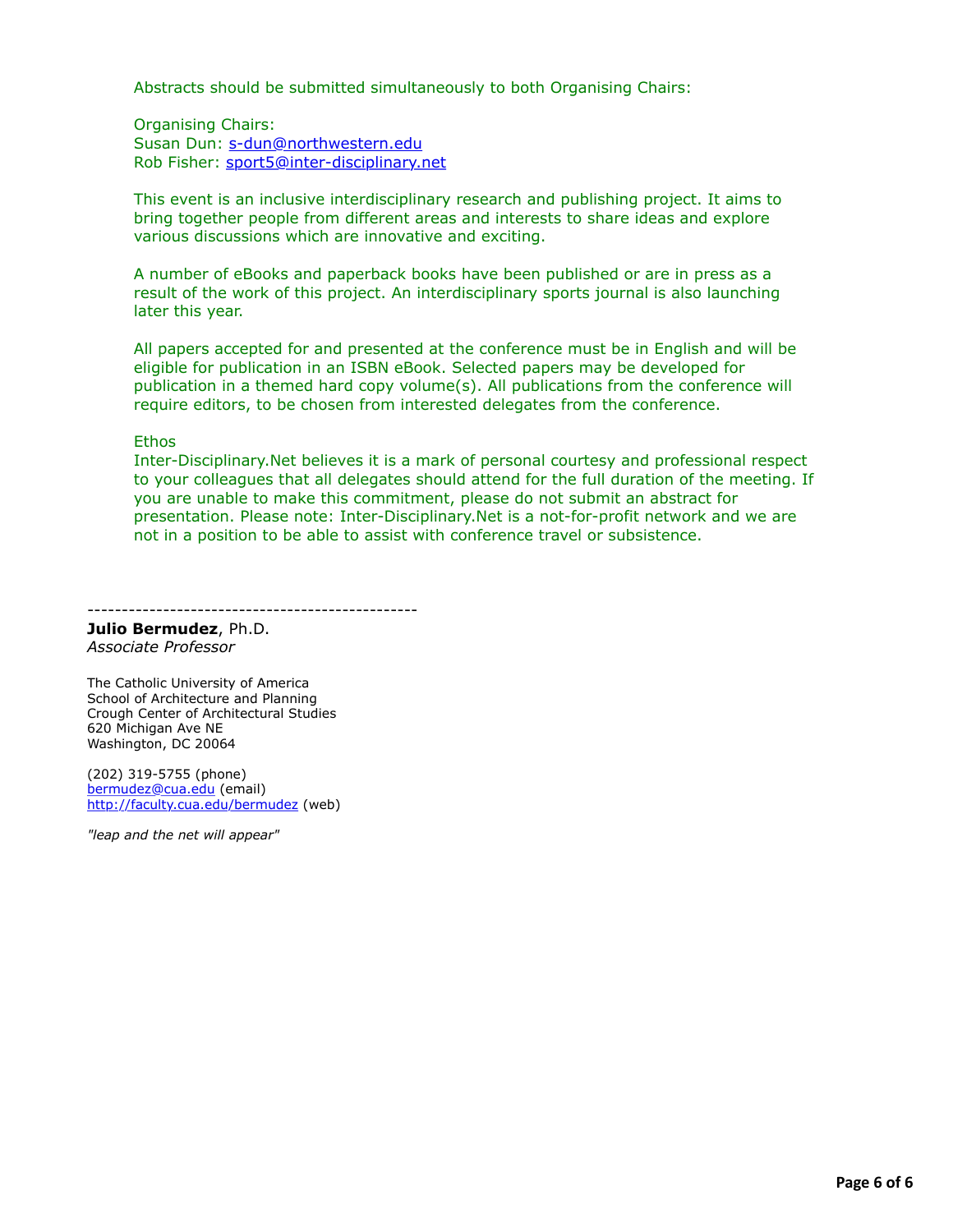Abstracts should be submitted simultaneously to both Organising Chairs:

Organising Chairs:
Susan Dun: s-dun@northwestern.edu
Rob Fisher: sport5@inter-disciplinary.net

This event is an inclusive interdisciplinary research and publishing project. It aims to bring together people from different areas and interests to share ideas and explore various discussions which are innovative and exciting.

A number of eBooks and paperback books have been published or are in press as a result of the work of this project. An interdisciplinary sports journal is also launching later this year.

All papers accepted for and presented at the conference must be in English and will be eligible for publication in an ISBN eBook. Selected papers may be developed for publication in a themed hard copy volume(s). All publications from the conference will require editors, to be chosen from interested delegates from the conference.

Ethos
Inter-Disciplinary.Net believes it is a mark of personal courtesy and professional respect to your colleagues that all delegates should attend for the full duration of the meeting. If you are unable to make this commitment, please do not submit an abstract for presentation. Please note: Inter-Disciplinary.Net is a not-for-profit network and we are not in a position to be able to assist with conference travel or subsistence.

------------------------------------------------

**Julio Bermudez**, Ph.D.
*Associate Professor*

The Catholic University of America
School of Architecture and Planning
Crough Center of Architectural Studies
620 Michigan Ave NE
Washington, DC 20064

(202) 319-5755 (phone)
bermudez@cua.edu (email)
http://faculty.cua.edu/bermudez (web)

*"leap and the net will appear"*